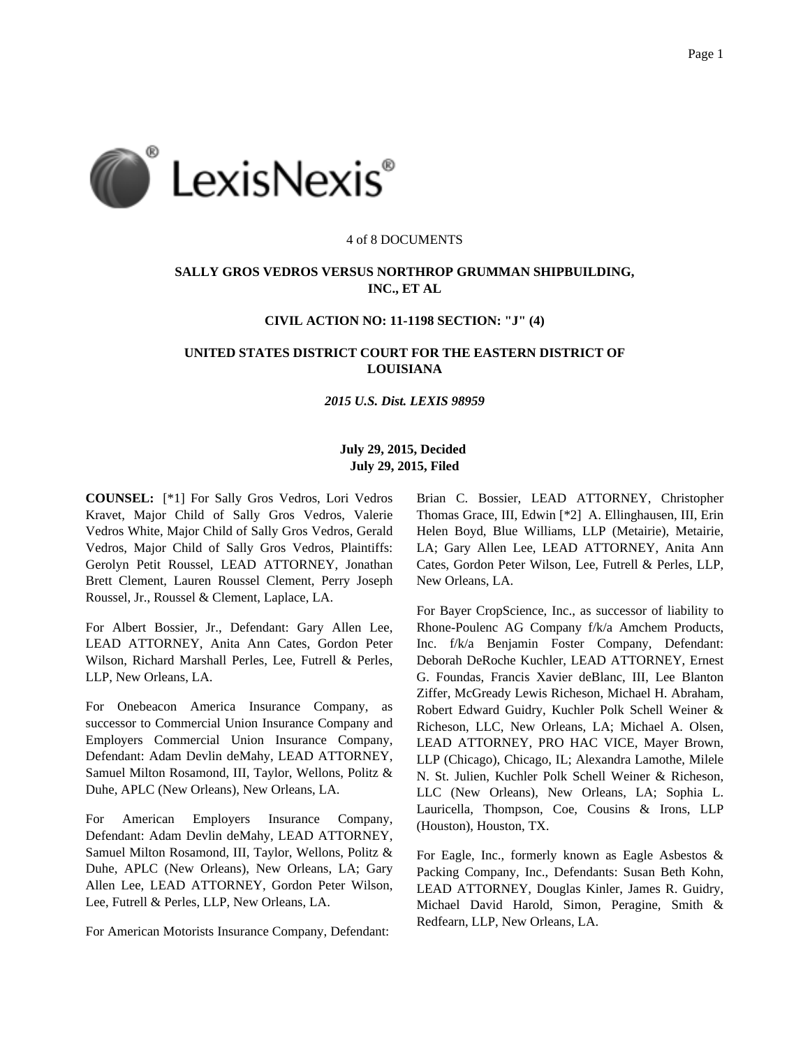4 of 8 DOCUMENTS

**SALLY GROS VEDROS VERSUS NORTHROP GRUMMAN SHIPBUILDING, INC., ET AL**

**CIVIL ACTION NO: 11-1198 SECTION: "J" (4)**

**UNITED STATES DISTRICT COURT FOR THE EASTERN DISTRICT OF LOUISIANA**

***2015 U.S. Dist. LEXIS 98959***

**July 29, 2015, Decided**
**July 29, 2015, Filed**

**COUNSEL:** [*1] For Sally Gros Vedros, Lori Vedros Kravet, Major Child of Sally Gros Vedros, Valerie Vedros White, Major Child of Sally Gros Vedros, Gerald Vedros, Major Child of Sally Gros Vedros, Plaintiffs: Gerolyn Petit Roussel, LEAD ATTORNEY, Jonathan Brett Clement, Lauren Roussel Clement, Perry Joseph Roussel, Jr., Roussel & Clement, Laplace, LA.

For Albert Bossier, Jr., Defendant: Gary Allen Lee, LEAD ATTORNEY, Anita Ann Cates, Gordon Peter Wilson, Richard Marshall Perles, Lee, Futrell & Perles, LLP, New Orleans, LA.

For Onebeacon America Insurance Company, as successor to Commercial Union Insurance Company and Employers Commercial Union Insurance Company, Defendant: Adam Devlin deMahy, LEAD ATTORNEY, Samuel Milton Rosamond, III, Taylor, Wellons, Politz & Duhe, APLC (New Orleans), New Orleans, LA.

For American Employers Insurance Company, Defendant: Adam Devlin deMahy, LEAD ATTORNEY, Samuel Milton Rosamond, III, Taylor, Wellons, Politz & Duhe, APLC (New Orleans), New Orleans, LA; Gary Allen Lee, LEAD ATTORNEY, Gordon Peter Wilson, Lee, Futrell & Perles, LLP, New Orleans, LA.

For American Motorists Insurance Company, Defendant: Brian C. Bossier, LEAD ATTORNEY, Christopher Thomas Grace, III, Edwin [*2] A. Ellinghausen, III, Erin Helen Boyd, Blue Williams, LLP (Metairie), Metairie, LA; Gary Allen Lee, LEAD ATTORNEY, Anita Ann Cates, Gordon Peter Wilson, Lee, Futrell & Perles, LLP, New Orleans, LA.

For Bayer CropScience, Inc., as successor of liability to Rhone-Poulenc AG Company f/k/a Amchem Products, Inc. f/k/a Benjamin Foster Company, Defendant: Deborah DeRoche Kuchler, LEAD ATTORNEY, Ernest G. Foundas, Francis Xavier deBlanc, III, Lee Blanton Ziffer, McGready Lewis Richeson, Michael H. Abraham, Robert Edward Guidry, Kuchler Polk Schell Weiner & Richeson, LLC, New Orleans, LA; Michael A. Olsen, LEAD ATTORNEY, PRO HAC VICE, Mayer Brown, LLP (Chicago), Chicago, IL; Alexandra Lamothe, Milele N. St. Julien, Kuchler Polk Schell Weiner & Richeson, LLC (New Orleans), New Orleans, LA; Sophia L. Lauricella, Thompson, Coe, Cousins & Irons, LLP (Houston), Houston, TX.

For Eagle, Inc., formerly known as Eagle Asbestos & Packing Company, Inc., Defendants: Susan Beth Kohn, LEAD ATTORNEY, Douglas Kinler, James R. Guidry, Michael David Harold, Simon, Peragine, Smith & Redfearn, LLP, New Orleans, LA.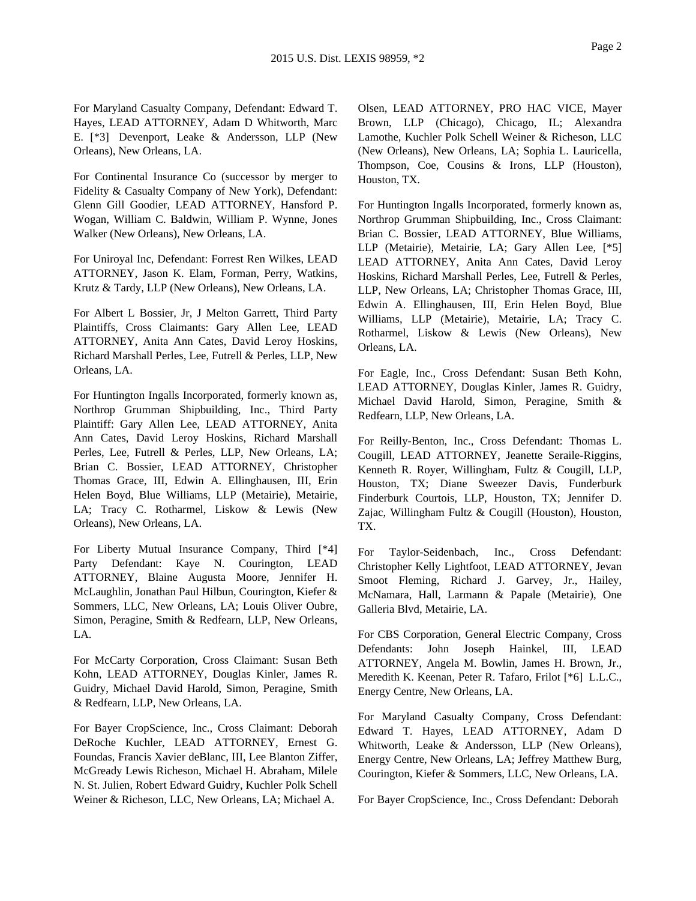For Maryland Casualty Company, Defendant: Edward T. Hayes, LEAD ATTORNEY, Adam D Whitworth, Marc E. [*3] Devenport, Leake & Andersson, LLP (New Orleans), New Orleans, LA.

For Continental Insurance Co (successor by merger to Fidelity & Casualty Company of New York), Defendant: Glenn Gill Goodier, LEAD ATTORNEY, Hansford P. Wogan, William C. Baldwin, William P. Wynne, Jones Walker (New Orleans), New Orleans, LA.

For Uniroyal Inc, Defendant: Forrest Ren Wilkes, LEAD ATTORNEY, Jason K. Elam, Forman, Perry, Watkins, Krutz & Tardy, LLP (New Orleans), New Orleans, LA.

For Albert L Bossier, Jr, J Melton Garrett, Third Party Plaintiffs, Cross Claimants: Gary Allen Lee, LEAD ATTORNEY, Anita Ann Cates, David Leroy Hoskins, Richard Marshall Perles, Lee, Futrell & Perles, LLP, New Orleans, LA.

For Huntington Ingalls Incorporated, formerly known as, Northrop Grumman Shipbuilding, Inc., Third Party Plaintiff: Gary Allen Lee, LEAD ATTORNEY, Anita Ann Cates, David Leroy Hoskins, Richard Marshall Perles, Lee, Futrell & Perles, LLP, New Orleans, LA; Brian C. Bossier, LEAD ATTORNEY, Christopher Thomas Grace, III, Edwin A. Ellinghausen, III, Erin Helen Boyd, Blue Williams, LLP (Metairie), Metairie, LA; Tracy C. Rotharmel, Liskow & Lewis (New Orleans), New Orleans, LA.

For Liberty Mutual Insurance Company, Third [*4] Party Defendant: Kaye N. Courington, LEAD ATTORNEY, Blaine Augusta Moore, Jennifer H. McLaughlin, Jonathan Paul Hilbun, Courington, Kiefer & Sommers, LLC, New Orleans, LA; Louis Oliver Oubre, Simon, Peragine, Smith & Redfearn, LLP, New Orleans, LA.

For McCarty Corporation, Cross Claimant: Susan Beth Kohn, LEAD ATTORNEY, Douglas Kinler, James R. Guidry, Michael David Harold, Simon, Peragine, Smith & Redfearn, LLP, New Orleans, LA.

For Bayer CropScience, Inc., Cross Claimant: Deborah DeRoche Kuchler, LEAD ATTORNEY, Ernest G. Foundas, Francis Xavier deBlanc, III, Lee Blanton Ziffer, McGready Lewis Richeson, Michael H. Abraham, Milele N. St. Julien, Robert Edward Guidry, Kuchler Polk Schell Weiner & Richeson, LLC, New Orleans, LA; Michael A. Olsen, LEAD ATTORNEY, PRO HAC VICE, Mayer Brown, LLP (Chicago), Chicago, IL; Alexandra Lamothe, Kuchler Polk Schell Weiner & Richeson, LLC (New Orleans), New Orleans, LA; Sophia L. Lauricella, Thompson, Coe, Cousins & Irons, LLP (Houston), Houston, TX.

For Huntington Ingalls Incorporated, formerly known as, Northrop Grumman Shipbuilding, Inc., Cross Claimant: Brian C. Bossier, LEAD ATTORNEY, Blue Williams, LLP (Metairie), Metairie, LA; Gary Allen Lee, [*5] LEAD ATTORNEY, Anita Ann Cates, David Leroy Hoskins, Richard Marshall Perles, Lee, Futrell & Perles, LLP, New Orleans, LA; Christopher Thomas Grace, III, Edwin A. Ellinghausen, III, Erin Helen Boyd, Blue Williams, LLP (Metairie), Metairie, LA; Tracy C. Rotharmel, Liskow & Lewis (New Orleans), New Orleans, LA.

For Eagle, Inc., Cross Defendant: Susan Beth Kohn, LEAD ATTORNEY, Douglas Kinler, James R. Guidry, Michael David Harold, Simon, Peragine, Smith & Redfearn, LLP, New Orleans, LA.

For Reilly-Benton, Inc., Cross Defendant: Thomas L. Cougill, LEAD ATTORNEY, Jeanette Seraile-Riggins, Kenneth R. Royer, Willingham, Fultz & Cougill, LLP, Houston, TX; Diane Sweezer Davis, Funderburk Finderburk Courtois, LLP, Houston, TX; Jennifer D. Zajac, Willingham Fultz & Cougill (Houston), Houston, TX.

For Taylor-Seidenbach, Inc., Cross Defendant: Christopher Kelly Lightfoot, LEAD ATTORNEY, Jevan Smoot Fleming, Richard J. Garvey, Jr., Hailey, McNamara, Hall, Larmann & Papale (Metairie), One Galleria Blvd, Metairie, LA.

For CBS Corporation, General Electric Company, Cross Defendants: John Joseph Hainkel, III, LEAD ATTORNEY, Angela M. Bowlin, James H. Brown, Jr., Meredith K. Keenan, Peter R. Tafaro, Frilot [*6] L.L.C., Energy Centre, New Orleans, LA.

For Maryland Casualty Company, Cross Defendant: Edward T. Hayes, LEAD ATTORNEY, Adam D Whitworth, Leake & Andersson, LLP (New Orleans), Energy Centre, New Orleans, LA; Jeffrey Matthew Burg, Courington, Kiefer & Sommers, LLC, New Orleans, LA.

For Bayer CropScience, Inc., Cross Defendant: Deborah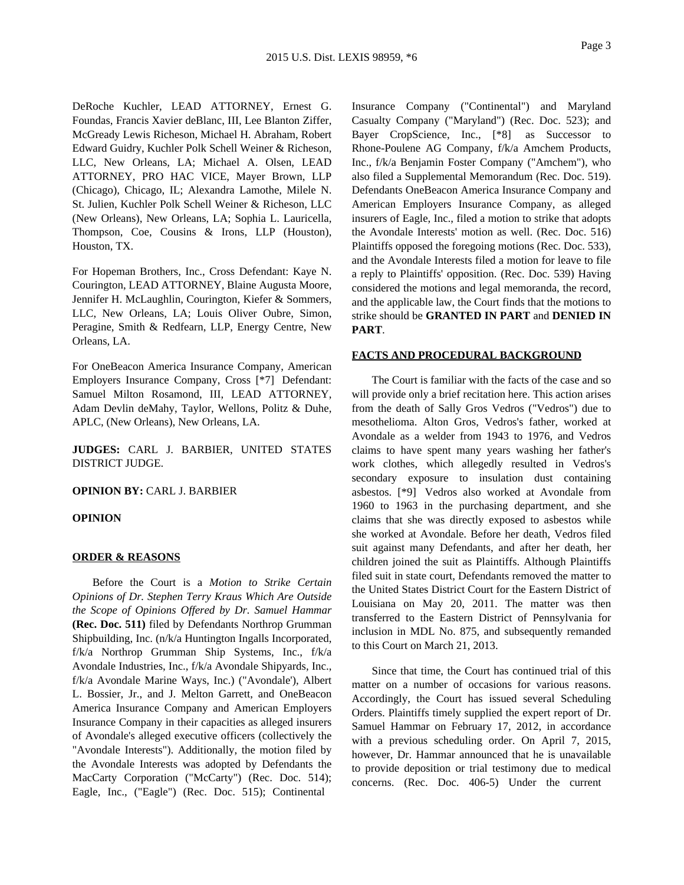DeRoche Kuchler, LEAD ATTORNEY, Ernest G. Foundas, Francis Xavier deBlanc, III, Lee Blanton Ziffer, McGready Lewis Richeson, Michael H. Abraham, Robert Edward Guidry, Kuchler Polk Schell Weiner & Richeson, LLC, New Orleans, LA; Michael A. Olsen, LEAD ATTORNEY, PRO HAC VICE, Mayer Brown, LLP (Chicago), Chicago, IL; Alexandra Lamothe, Milele N. St. Julien, Kuchler Polk Schell Weiner & Richeson, LLC (New Orleans), New Orleans, LA; Sophia L. Lauricella, Thompson, Coe, Cousins & Irons, LLP (Houston), Houston, TX.

For Hopeman Brothers, Inc., Cross Defendant: Kaye N. Courington, LEAD ATTORNEY, Blaine Augusta Moore, Jennifer H. McLaughlin, Courington, Kiefer & Sommers, LLC, New Orleans, LA; Louis Oliver Oubre, Simon, Peragine, Smith & Redfearn, LLP, Energy Centre, New Orleans, LA.

For OneBeacon America Insurance Company, American Employers Insurance Company, Cross [*7] Defendant: Samuel Milton Rosamond, III, LEAD ATTORNEY, Adam Devlin deMahy, Taylor, Wellons, Politz & Duhe, APLC, (New Orleans), New Orleans, LA.

**JUDGES:** CARL J. BARBIER, UNITED STATES DISTRICT JUDGE.

**OPINION BY:** CARL J. BARBIER

**OPINION**

**ORDER & REASONS**

Before the Court is a *Motion to Strike Certain Opinions of Dr. Stephen Terry Kraus Which Are Outside the Scope of Opinions Offered by Dr. Samuel Hammar* **(Rec. Doc. 511)** filed by Defendants Northrop Grumman Shipbuilding, Inc. (n/k/a Huntington Ingalls Incorporated, f/k/a Northrop Grumman Ship Systems, Inc., f/k/a Avondale Industries, Inc., f/k/a Avondale Shipyards, Inc., f/k/a Avondale Marine Ways, Inc.) ("Avondale'), Albert L. Bossier, Jr., and J. Melton Garrett, and OneBeacon America Insurance Company and American Employers Insurance Company in their capacities as alleged insurers of Avondale's alleged executive officers (collectively the "Avondale Interests"). Additionally, the motion filed by the Avondale Interests was adopted by Defendants the MacCarty Corporation ("McCarty") (Rec. Doc. 514); Eagle, Inc., ("Eagle") (Rec. Doc. 515); Continental Insurance Company ("Continental") and Maryland Casualty Company ("Maryland") (Rec. Doc. 523); and Bayer CropScience, Inc., [*8] as Successor to Rhone-Poulene AG Company, f/k/a Amchem Products, Inc., f/k/a Benjamin Foster Company ("Amchem"), who also filed a Supplemental Memorandum (Rec. Doc. 519). Defendants OneBeacon America Insurance Company and American Employers Insurance Company, as alleged insurers of Eagle, Inc., filed a motion to strike that adopts the Avondale Interests' motion as well. (Rec. Doc. 516) Plaintiffs opposed the foregoing motions (Rec. Doc. 533), and the Avondale Interests filed a motion for leave to file a reply to Plaintiffs' opposition. (Rec. Doc. 539) Having considered the motions and legal memoranda, the record, and the applicable law, the Court finds that the motions to strike should be **GRANTED IN PART** and **DENIED IN PART**.

**FACTS AND PROCEDURAL BACKGROUND**

The Court is familiar with the facts of the case and so will provide only a brief recitation here. This action arises from the death of Sally Gros Vedros ("Vedros") due to mesothelioma. Alton Gros, Vedros's father, worked at Avondale as a welder from 1943 to 1976, and Vedros claims to have spent many years washing her father's work clothes, which allegedly resulted in Vedros's secondary exposure to insulation dust containing asbestos. [*9] Vedros also worked at Avondale from 1960 to 1963 in the purchasing department, and she claims that she was directly exposed to asbestos while she worked at Avondale. Before her death, Vedros filed suit against many Defendants, and after her death, her children joined the suit as Plaintiffs. Although Plaintiffs filed suit in state court, Defendants removed the matter to the United States District Court for the Eastern District of Louisiana on May 20, 2011. The matter was then transferred to the Eastern District of Pennsylvania for inclusion in MDL No. 875, and subsequently remanded to this Court on March 21, 2013.

Since that time, the Court has continued trial of this matter on a number of occasions for various reasons. Accordingly, the Court has issued several Scheduling Orders. Plaintiffs timely supplied the expert report of Dr. Samuel Hammar on February 17, 2012, in accordance with a previous scheduling order. On April 7, 2015, however, Dr. Hammar announced that he is unavailable to provide deposition or trial testimony due to medical concerns. (Rec. Doc. 406-5) Under the current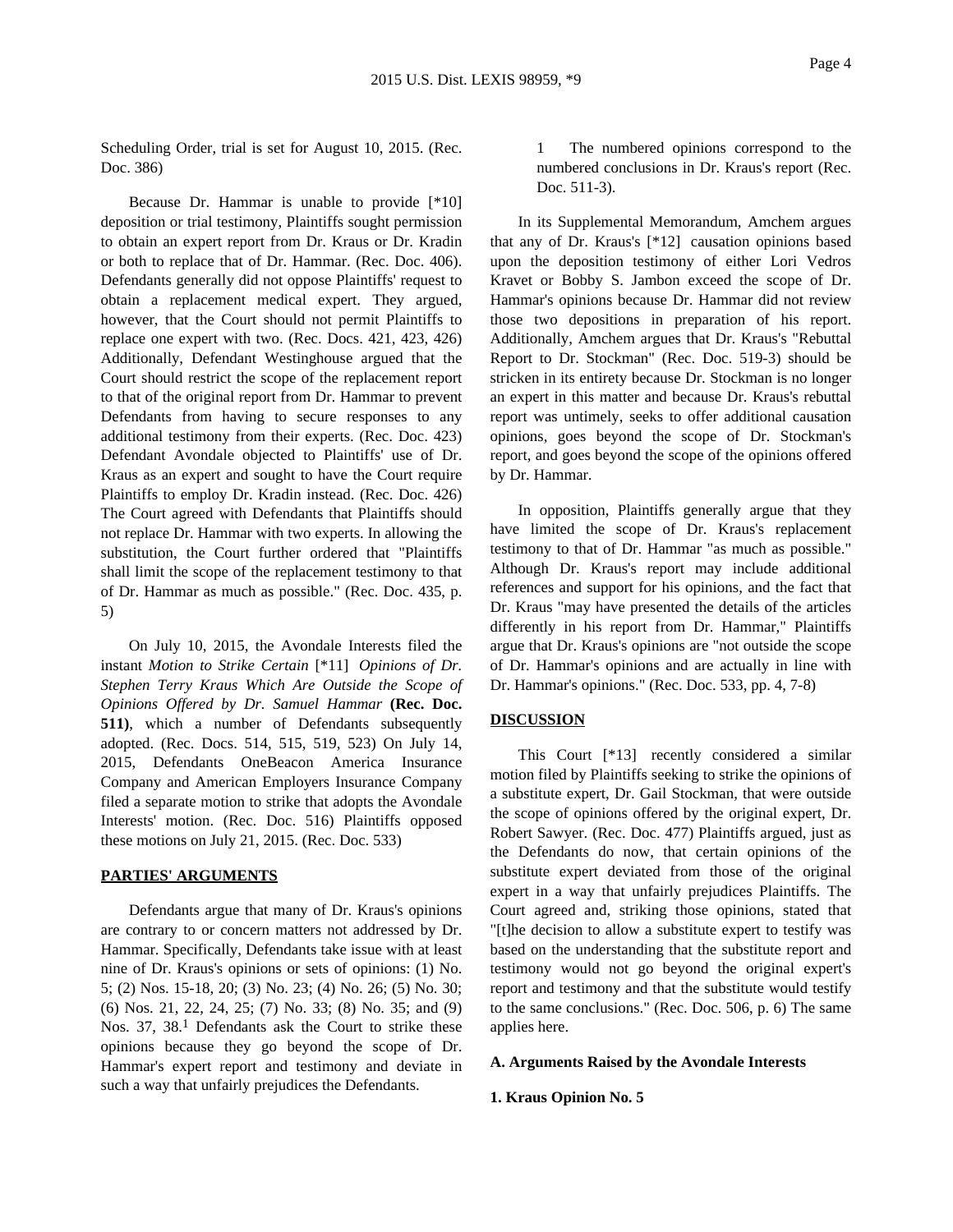Scheduling Order, trial is set for August 10, 2015. (Rec. Doc. 386)

Because Dr. Hammar is unable to provide [*10] deposition or trial testimony, Plaintiffs sought permission to obtain an expert report from Dr. Kraus or Dr. Kradin or both to replace that of Dr. Hammar. (Rec. Doc. 406). Defendants generally did not oppose Plaintiffs' request to obtain a replacement medical expert. They argued, however, that the Court should not permit Plaintiffs to replace one expert with two. (Rec. Docs. 421, 423, 426) Additionally, Defendant Westinghouse argued that the Court should restrict the scope of the replacement report to that of the original report from Dr. Hammar to prevent Defendants from having to secure responses to any additional testimony from their experts. (Rec. Doc. 423) Defendant Avondale objected to Plaintiffs' use of Dr. Kraus as an expert and sought to have the Court require Plaintiffs to employ Dr. Kradin instead. (Rec. Doc. 426) The Court agreed with Defendants that Plaintiffs should not replace Dr. Hammar with two experts. In allowing the substitution, the Court further ordered that "Plaintiffs shall limit the scope of the replacement testimony to that of Dr. Hammar as much as possible." (Rec. Doc. 435, p. 5)

On July 10, 2015, the Avondale Interests filed the instant *Motion to Strike Certain* [*11] *Opinions of Dr. Stephen Terry Kraus Which Are Outside the Scope of Opinions Offered by Dr. Samuel Hammar* **(Rec. Doc. 511)**, which a number of Defendants subsequently adopted. (Rec. Docs. 514, 515, 519, 523) On July 14, 2015, Defendants OneBeacon America Insurance Company and American Employers Insurance Company filed a separate motion to strike that adopts the Avondale Interests' motion. (Rec. Doc. 516) Plaintiffs opposed these motions on July 21, 2015. (Rec. Doc. 533)

**PARTIES' ARGUMENTS**

Defendants argue that many of Dr. Kraus's opinions are contrary to or concern matters not addressed by Dr. Hammar. Specifically, Defendants take issue with at least nine of Dr. Kraus's opinions or sets of opinions: (1) No. 5; (2) Nos. 15-18, 20; (3) No. 23; (4) No. 26; (5) No. 30; (6) Nos. 21, 22, 24, 25; (7) No. 33; (8) No. 35; and (9) Nos. 37, 38.[1] Defendants ask the Court to strike these opinions because they go beyond the scope of Dr. Hammar's expert report and testimony and deviate in such a way that unfairly prejudices the Defendants.

1 The numbered opinions correspond to the numbered conclusions in Dr. Kraus's report (Rec. Doc. 511-3).

In its Supplemental Memorandum, Amchem argues that any of Dr. Kraus's [*12] causation opinions based upon the deposition testimony of either Lori Vedros Kravet or Bobby S. Jambon exceed the scope of Dr. Hammar's opinions because Dr. Hammar did not review those two depositions in preparation of his report. Additionally, Amchem argues that Dr. Kraus's "Rebuttal Report to Dr. Stockman" (Rec. Doc. 519-3) should be stricken in its entirety because Dr. Stockman is no longer an expert in this matter and because Dr. Kraus's rebuttal report was untimely, seeks to offer additional causation opinions, goes beyond the scope of Dr. Stockman's report, and goes beyond the scope of the opinions offered by Dr. Hammar.

In opposition, Plaintiffs generally argue that they have limited the scope of Dr. Kraus's replacement testimony to that of Dr. Hammar "as much as possible." Although Dr. Kraus's report may include additional references and support for his opinions, and the fact that Dr. Kraus "may have presented the details of the articles differently in his report from Dr. Hammar," Plaintiffs argue that Dr. Kraus's opinions are "not outside the scope of Dr. Hammar's opinions and are actually in line with Dr. Hammar's opinions." (Rec. Doc. 533, pp. 4, 7-8)

**DISCUSSION**

This Court [*13] recently considered a similar motion filed by Plaintiffs seeking to strike the opinions of a substitute expert, Dr. Gail Stockman, that were outside the scope of opinions offered by the original expert, Dr. Robert Sawyer. (Rec. Doc. 477) Plaintiffs argued, just as the Defendants do now, that certain opinions of the substitute expert deviated from those of the original expert in a way that unfairly prejudices Plaintiffs. The Court agreed and, striking those opinions, stated that "[t]he decision to allow a substitute expert to testify was based on the understanding that the substitute report and testimony would not go beyond the original expert's report and testimony and that the substitute would testify to the same conclusions." (Rec. Doc. 506, p. 6) The same applies here.

**A. Arguments Raised by the Avondale Interests**

**1. Kraus Opinion No. 5**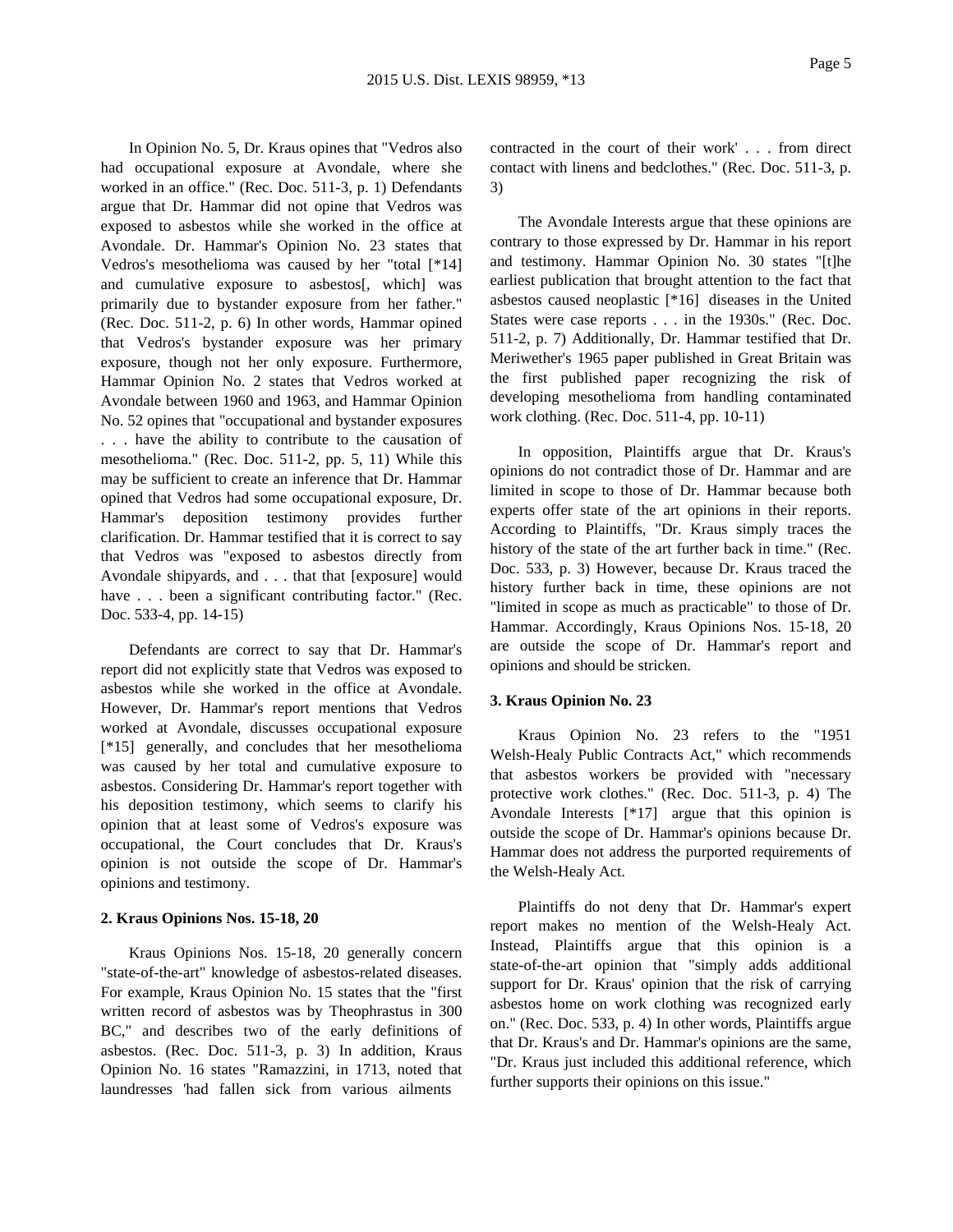In Opinion No. 5, Dr. Kraus opines that "Vedros also had occupational exposure at Avondale, where she worked in an office." (Rec. Doc. 511-3, p. 1) Defendants argue that Dr. Hammar did not opine that Vedros was exposed to asbestos while she worked in the office at Avondale. Dr. Hammar's Opinion No. 23 states that Vedros's mesothelioma was caused by her "total [*14] and cumulative exposure to asbestos[, which] was primarily due to bystander exposure from her father." (Rec. Doc. 511-2, p. 6) In other words, Hammar opined that Vedros's bystander exposure was her primary exposure, though not her only exposure. Furthermore, Hammar Opinion No. 2 states that Vedros worked at Avondale between 1960 and 1963, and Hammar Opinion No. 52 opines that "occupational and bystander exposures . . . have the ability to contribute to the causation of mesothelioma." (Rec. Doc. 511-2, pp. 5, 11) While this may be sufficient to create an inference that Dr. Hammar opined that Vedros had some occupational exposure, Dr. Hammar's deposition testimony provides further clarification. Dr. Hammar testified that it is correct to say that Vedros was "exposed to asbestos directly from Avondale shipyards, and . . . that that [exposure] would have . . . been a significant contributing factor." (Rec. Doc. 533-4, pp. 14-15)

Defendants are correct to say that Dr. Hammar's report did not explicitly state that Vedros was exposed to asbestos while she worked in the office at Avondale. However, Dr. Hammar's report mentions that Vedros worked at Avondale, discusses occupational exposure [*15] generally, and concludes that her mesothelioma was caused by her total and cumulative exposure to asbestos. Considering Dr. Hammar's report together with his deposition testimony, which seems to clarify his opinion that at least some of Vedros's exposure was occupational, the Court concludes that Dr. Kraus's opinion is not outside the scope of Dr. Hammar's opinions and testimony.

**2. Kraus Opinions Nos. 15-18, 20**

Kraus Opinions Nos. 15-18, 20 generally concern "state-of-the-art" knowledge of asbestos-related diseases. For example, Kraus Opinion No. 15 states that the "first written record of asbestos was by Theophrastus in 300 BC," and describes two of the early definitions of asbestos. (Rec. Doc. 511-3, p. 3) In addition, Kraus Opinion No. 16 states "Ramazzini, in 1713, noted that laundresses 'had fallen sick from various ailments contracted in the court of their work' . . . from direct contact with linens and bedclothes." (Rec. Doc. 511-3, p. 3)

The Avondale Interests argue that these opinions are contrary to those expressed by Dr. Hammar in his report and testimony. Hammar Opinion No. 30 states "[t]he earliest publication that brought attention to the fact that asbestos caused neoplastic [*16] diseases in the United States were case reports . . . in the 1930s." (Rec. Doc. 511-2, p. 7) Additionally, Dr. Hammar testified that Dr. Meriwether's 1965 paper published in Great Britain was the first published paper recognizing the risk of developing mesothelioma from handling contaminated work clothing. (Rec. Doc. 511-4, pp. 10-11)

In opposition, Plaintiffs argue that Dr. Kraus's opinions do not contradict those of Dr. Hammar and are limited in scope to those of Dr. Hammar because both experts offer state of the art opinions in their reports. According to Plaintiffs, "Dr. Kraus simply traces the history of the state of the art further back in time." (Rec. Doc. 533, p. 3) However, because Dr. Kraus traced the history further back in time, these opinions are not "limited in scope as much as practicable" to those of Dr. Hammar. Accordingly, Kraus Opinions Nos. 15-18, 20 are outside the scope of Dr. Hammar's report and opinions and should be stricken.

**3. Kraus Opinion No. 23**

Kraus Opinion No. 23 refers to the "1951 Welsh-Healy Public Contracts Act," which recommends that asbestos workers be provided with "necessary protective work clothes." (Rec. Doc. 511-3, p. 4) The Avondale Interests [*17] argue that this opinion is outside the scope of Dr. Hammar's opinions because Dr. Hammar does not address the purported requirements of the Welsh-Healy Act.

Plaintiffs do not deny that Dr. Hammar's expert report makes no mention of the Welsh-Healy Act. Instead, Plaintiffs argue that this opinion is a state-of-the-art opinion that "simply adds additional support for Dr. Kraus' opinion that the risk of carrying asbestos home on work clothing was recognized early on." (Rec. Doc. 533, p. 4) In other words, Plaintiffs argue that Dr. Kraus's and Dr. Hammar's opinions are the same, "Dr. Kraus just included this additional reference, which further supports their opinions on this issue."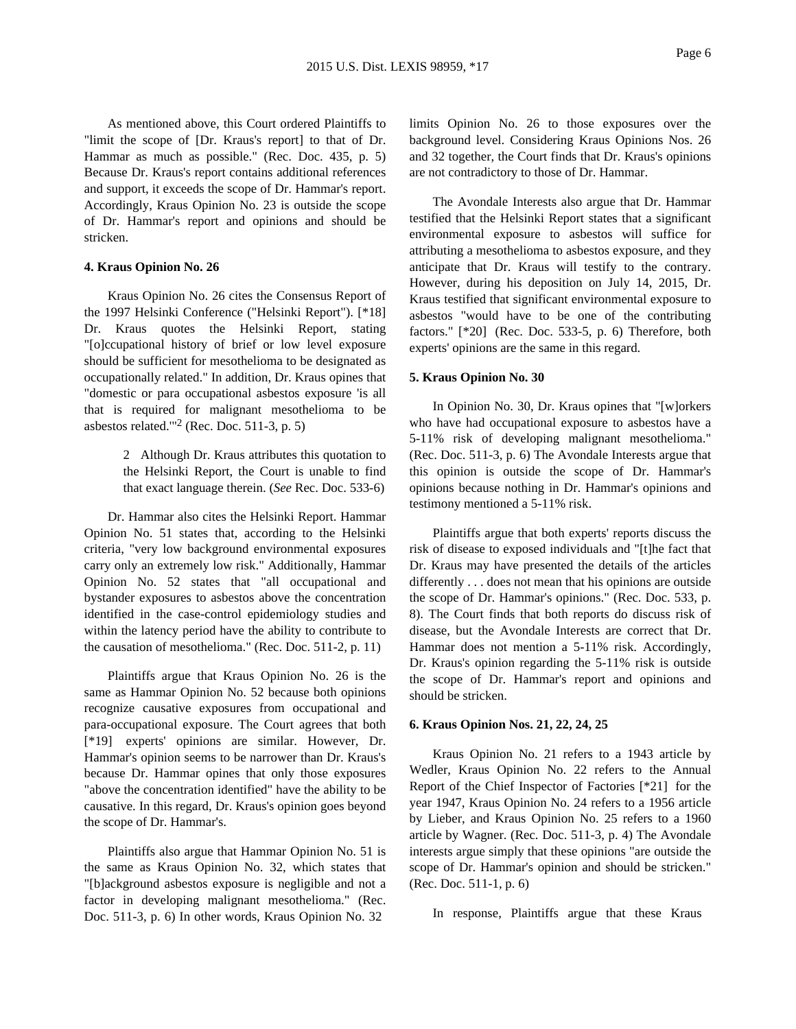As mentioned above, this Court ordered Plaintiffs to "limit the scope of [Dr. Kraus's report] to that of Dr. Hammar as much as possible." (Rec. Doc. 435, p. 5) Because Dr. Kraus's report contains additional references and support, it exceeds the scope of Dr. Hammar's report. Accordingly, Kraus Opinion No. 23 is outside the scope of Dr. Hammar's report and opinions and should be stricken.

**4. Kraus Opinion No. 26**

Kraus Opinion No. 26 cites the Consensus Report of the 1997 Helsinki Conference ("Helsinki Report"). [*18] Dr. Kraus quotes the Helsinki Report, stating "[o]ccupational history of brief or low level exposure should be sufficient for mesothelioma to be designated as occupationally related." In addition, Dr. Kraus opines that "domestic or para occupational asbestos exposure 'is all that is required for malignant mesothelioma to be asbestos related.'"[2] (Rec. Doc. 511-3, p. 5)

> 2 Although Dr. Kraus attributes this quotation to the Helsinki Report, the Court is unable to find that exact language therein. (*See* Rec. Doc. 533-6)

Dr. Hammar also cites the Helsinki Report. Hammar Opinion No. 51 states that, according to the Helsinki criteria, "very low background environmental exposures carry only an extremely low risk." Additionally, Hammar Opinion No. 52 states that "all occupational and bystander exposures to asbestos above the concentration identified in the case-control epidemiology studies and within the latency period have the ability to contribute to the causation of mesothelioma." (Rec. Doc. 511-2, p. 11)

Plaintiffs argue that Kraus Opinion No. 26 is the same as Hammar Opinion No. 52 because both opinions recognize causative exposures from occupational and para-occupational exposure. The Court agrees that both [*19] experts' opinions are similar. However, Dr. Hammar's opinion seems to be narrower than Dr. Kraus's because Dr. Hammar opines that only those exposures "above the concentration identified" have the ability to be causative. In this regard, Dr. Kraus's opinion goes beyond the scope of Dr. Hammar's.

Plaintiffs also argue that Hammar Opinion No. 51 is the same as Kraus Opinion No. 32, which states that "[b]ackground asbestos exposure is negligible and not a factor in developing malignant mesothelioma." (Rec. Doc. 511-3, p. 6) In other words, Kraus Opinion No. 32 limits Opinion No. 26 to those exposures over the background level. Considering Kraus Opinions Nos. 26 and 32 together, the Court finds that Dr. Kraus's opinions are not contradictory to those of Dr. Hammar.

The Avondale Interests also argue that Dr. Hammar testified that the Helsinki Report states that a significant environmental exposure to asbestos will suffice for attributing a mesothelioma to asbestos exposure, and they anticipate that Dr. Kraus will testify to the contrary. However, during his deposition on July 14, 2015, Dr. Kraus testified that significant environmental exposure to asbestos "would have to be one of the contributing factors." [*20] (Rec. Doc. 533-5, p. 6) Therefore, both experts' opinions are the same in this regard.

**5. Kraus Opinion No. 30**

In Opinion No. 30, Dr. Kraus opines that "[w]orkers who have had occupational exposure to asbestos have a 5-11% risk of developing malignant mesothelioma." (Rec. Doc. 511-3, p. 6) The Avondale Interests argue that this opinion is outside the scope of Dr. Hammar's opinions because nothing in Dr. Hammar's opinions and testimony mentioned a 5-11% risk.

Plaintiffs argue that both experts' reports discuss the risk of disease to exposed individuals and "[t]he fact that Dr. Kraus may have presented the details of the articles differently . . . does not mean that his opinions are outside the scope of Dr. Hammar's opinions." (Rec. Doc. 533, p. 8). The Court finds that both reports do discuss risk of disease, but the Avondale Interests are correct that Dr. Hammar does not mention a 5-11% risk. Accordingly, Dr. Kraus's opinion regarding the 5-11% risk is outside the scope of Dr. Hammar's report and opinions and should be stricken.

**6. Kraus Opinion Nos. 21, 22, 24, 25**

Kraus Opinion No. 21 refers to a 1943 article by Wedler, Kraus Opinion No. 22 refers to the Annual Report of the Chief Inspector of Factories [*21] for the year 1947, Kraus Opinion No. 24 refers to a 1956 article by Lieber, and Kraus Opinion No. 25 refers to a 1960 article by Wagner. (Rec. Doc. 511-3, p. 4) The Avondale interests argue simply that these opinions "are outside the scope of Dr. Hammar's opinion and should be stricken." (Rec. Doc. 511-1, p. 6)

In response, Plaintiffs argue that these Kraus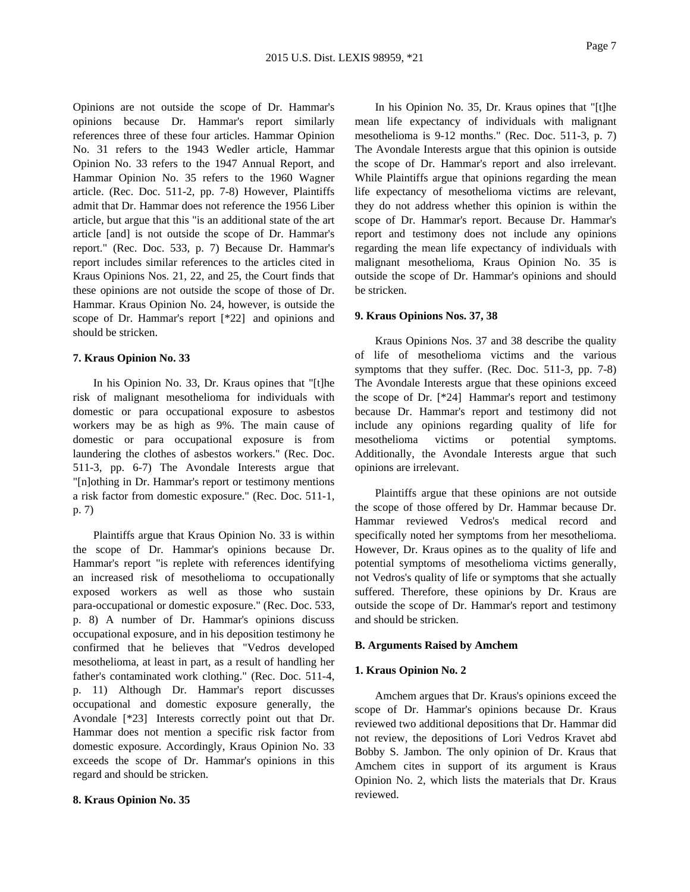Opinions are not outside the scope of Dr. Hammar's opinions because Dr. Hammar's report similarly references three of these four articles. Hammar Opinion No. 31 refers to the 1943 Wedler article, Hammar Opinion No. 33 refers to the 1947 Annual Report, and Hammar Opinion No. 35 refers to the 1960 Wagner article. (Rec. Doc. 511-2, pp. 7-8) However, Plaintiffs admit that Dr. Hammar does not reference the 1956 Liber article, but argue that this "is an additional state of the art article [and] is not outside the scope of Dr. Hammar's report." (Rec. Doc. 533, p. 7) Because Dr. Hammar's report includes similar references to the articles cited in Kraus Opinions Nos. 21, 22, and 25, the Court finds that these opinions are not outside the scope of those of Dr. Hammar. Kraus Opinion No. 24, however, is outside the scope of Dr. Hammar's report [*22] and opinions and should be stricken.

**7. Kraus Opinion No. 33**

In his Opinion No. 33, Dr. Kraus opines that "[t]he risk of malignant mesothelioma for individuals with domestic or para occupational exposure to asbestos workers may be as high as 9%. The main cause of domestic or para occupational exposure is from laundering the clothes of asbestos workers." (Rec. Doc. 511-3, pp. 6-7) The Avondale Interests argue that "[n]othing in Dr. Hammar's report or testimony mentions a risk factor from domestic exposure." (Rec. Doc. 511-1, p. 7)

Plaintiffs argue that Kraus Opinion No. 33 is within the scope of Dr. Hammar's opinions because Dr. Hammar's report "is replete with references identifying an increased risk of mesothelioma to occupationally exposed workers as well as those who sustain para-occupational or domestic exposure." (Rec. Doc. 533, p. 8) A number of Dr. Hammar's opinions discuss occupational exposure, and in his deposition testimony he confirmed that he believes that "Vedros developed mesothelioma, at least in part, as a result of handling her father's contaminated work clothing." (Rec. Doc. 511-4, p. 11) Although Dr. Hammar's report discusses occupational and domestic exposure generally, the Avondale [*23] Interests correctly point out that Dr. Hammar does not mention a specific risk factor from domestic exposure. Accordingly, Kraus Opinion No. 33 exceeds the scope of Dr. Hammar's opinions in this regard and should be stricken.

**8. Kraus Opinion No. 35**

In his Opinion No. 35, Dr. Kraus opines that "[t]he mean life expectancy of individuals with malignant mesothelioma is 9-12 months." (Rec. Doc. 511-3, p. 7) The Avondale Interests argue that this opinion is outside the scope of Dr. Hammar's report and also irrelevant. While Plaintiffs argue that opinions regarding the mean life expectancy of mesothelioma victims are relevant, they do not address whether this opinion is within the scope of Dr. Hammar's report. Because Dr. Hammar's report and testimony does not include any opinions regarding the mean life expectancy of individuals with malignant mesothelioma, Kraus Opinion No. 35 is outside the scope of Dr. Hammar's opinions and should be stricken.

**9. Kraus Opinions Nos. 37, 38**

Kraus Opinions Nos. 37 and 38 describe the quality of life of mesothelioma victims and the various symptoms that they suffer. (Rec. Doc. 511-3, pp. 7-8) The Avondale Interests argue that these opinions exceed the scope of Dr. [*24] Hammar's report and testimony because Dr. Hammar's report and testimony did not include any opinions regarding quality of life for mesothelioma victims or potential symptoms. Additionally, the Avondale Interests argue that such opinions are irrelevant.

Plaintiffs argue that these opinions are not outside the scope of those offered by Dr. Hammar because Dr. Hammar reviewed Vedros's medical record and specifically noted her symptoms from her mesothelioma. However, Dr. Kraus opines as to the quality of life and potential symptoms of mesothelioma victims generally, not Vedros's quality of life or symptoms that she actually suffered. Therefore, these opinions by Dr. Kraus are outside the scope of Dr. Hammar's report and testimony and should be stricken.

**B. Arguments Raised by Amchem**

**1. Kraus Opinion No. 2**

Amchem argues that Dr. Kraus's opinions exceed the scope of Dr. Hammar's opinions because Dr. Kraus reviewed two additional depositions that Dr. Hammar did not review, the depositions of Lori Vedros Kravet abd Bobby S. Jambon. The only opinion of Dr. Kraus that Amchem cites in support of its argument is Kraus Opinion No. 2, which lists the materials that Dr. Kraus reviewed.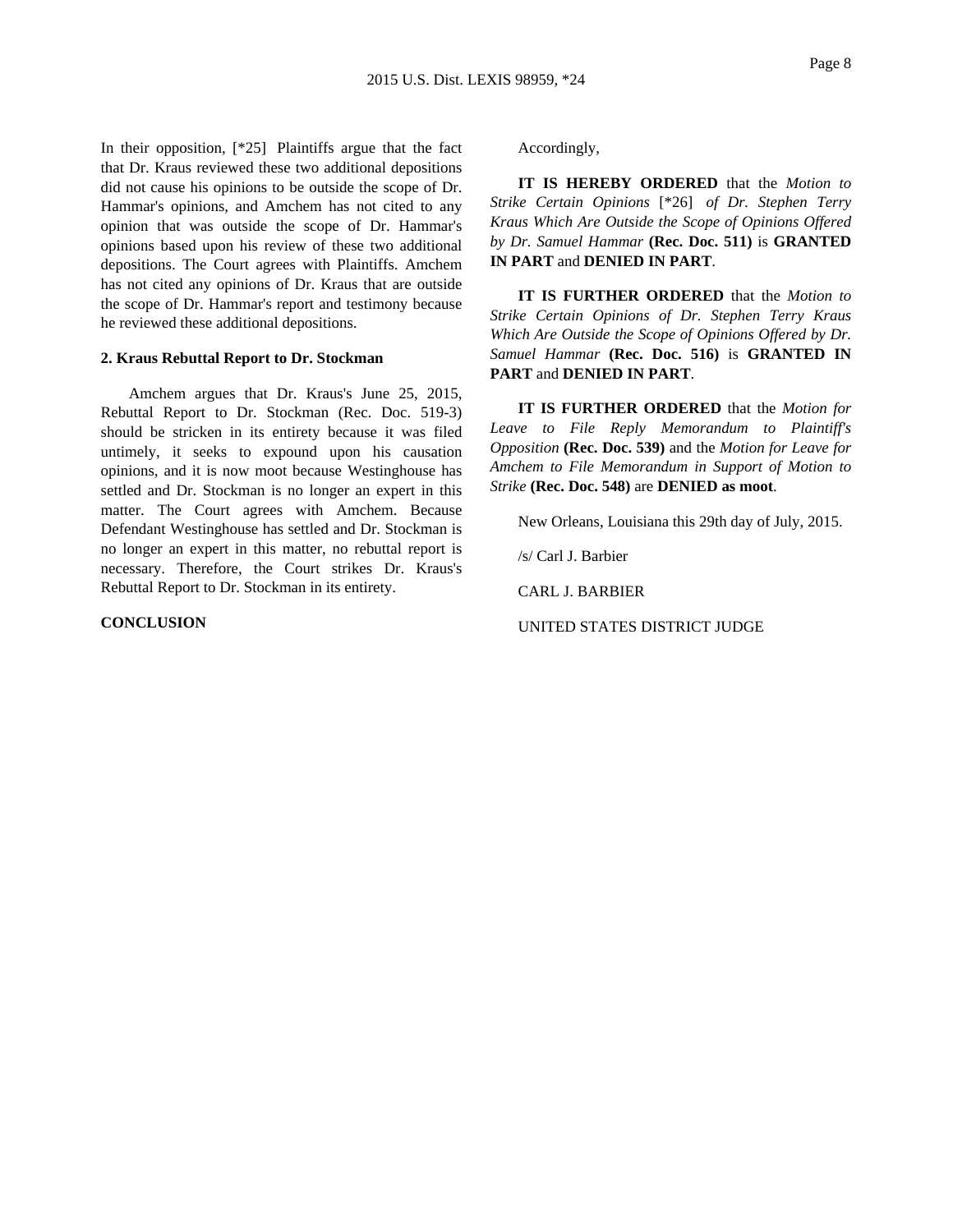In their opposition, [*25] Plaintiffs argue that the fact that Dr. Kraus reviewed these two additional depositions did not cause his opinions to be outside the scope of Dr. Hammar's opinions, and Amchem has not cited to any opinion that was outside the scope of Dr. Hammar's opinions based upon his review of these two additional depositions. The Court agrees with Plaintiffs. Amchem has not cited any opinions of Dr. Kraus that are outside the scope of Dr. Hammar's report and testimony because he reviewed these additional depositions.

**2. Kraus Rebuttal Report to Dr. Stockman**

Amchem argues that Dr. Kraus's June 25, 2015, Rebuttal Report to Dr. Stockman (Rec. Doc. 519-3) should be stricken in its entirety because it was filed untimely, it seeks to expound upon his causation opinions, and it is now moot because Westinghouse has settled and Dr. Stockman is no longer an expert in this matter. The Court agrees with Amchem. Because Defendant Westinghouse has settled and Dr. Stockman is no longer an expert in this matter, no rebuttal report is necessary. Therefore, the Court strikes Dr. Kraus's Rebuttal Report to Dr. Stockman in its entirety.

**CONCLUSION**

Accordingly,

**IT IS HEREBY ORDERED** that the *Motion to Strike Certain Opinions* [*26] *of Dr. Stephen Terry Kraus Which Are Outside the Scope of Opinions Offered by Dr. Samuel Hammar* **(Rec. Doc. 511)** is **GRANTED IN PART** and **DENIED IN PART**.

**IT IS FURTHER ORDERED** that the *Motion to Strike Certain Opinions of Dr. Stephen Terry Kraus Which Are Outside the Scope of Opinions Offered by Dr. Samuel Hammar* **(Rec. Doc. 516)** is **GRANTED IN PART** and **DENIED IN PART**.

**IT IS FURTHER ORDERED** that the *Motion for Leave to File Reply Memorandum to Plaintiff's Opposition* **(Rec. Doc. 539)** and the *Motion for Leave for Amchem to File Memorandum in Support of Motion to Strike* **(Rec. Doc. 548)** are **DENIED as moot**.

New Orleans, Louisiana this 29th day of July, 2015.

/s/ Carl J. Barbier

CARL J. BARBIER

UNITED STATES DISTRICT JUDGE